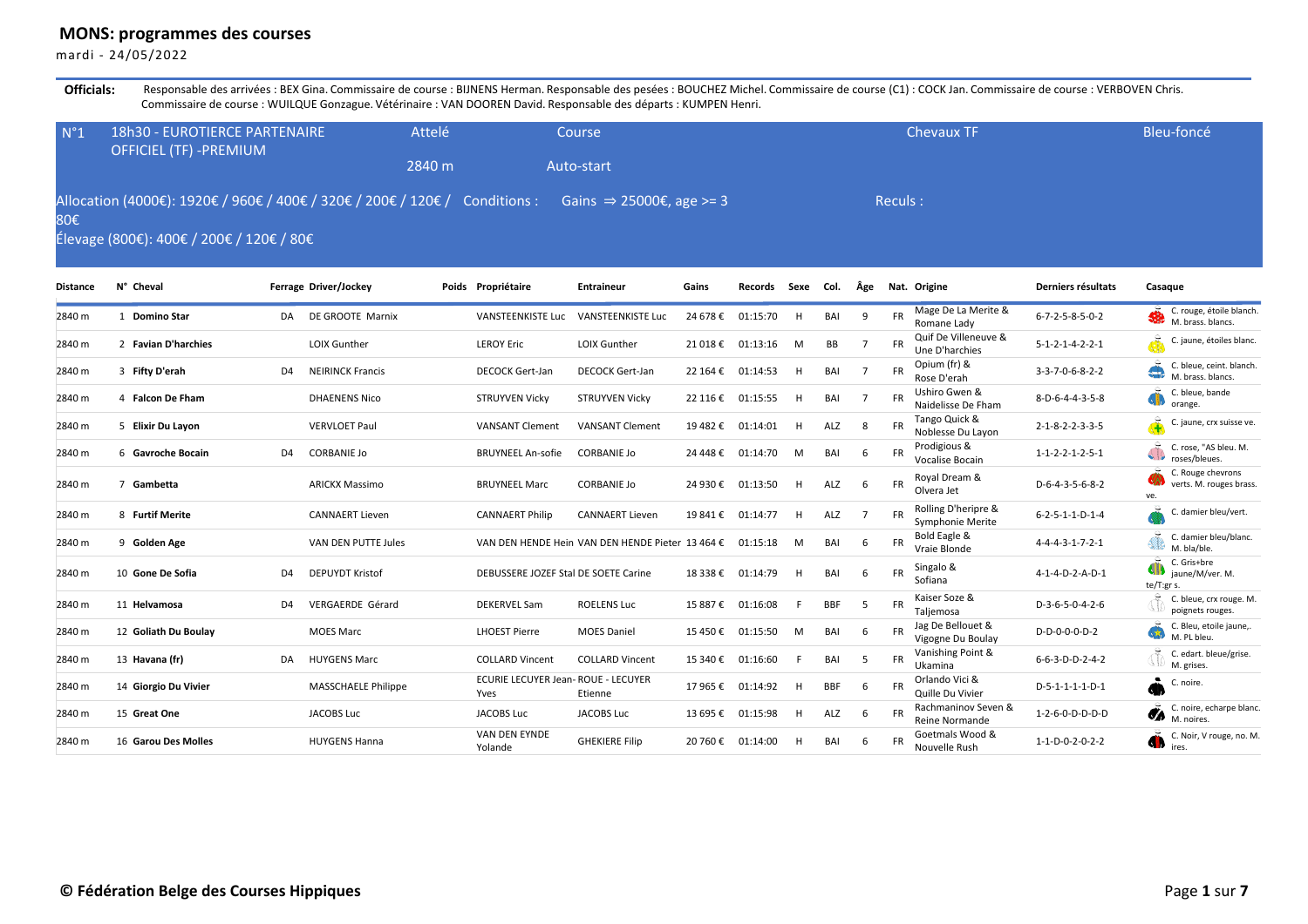# MONS: programmes des courses

mardi - 24/05/2022

**Officials:** Responsable des arrivées : BEX Gina. Commissaire de course : BIJNENS Herman. Responsable des pesées : BOUCHEZ Michel. Commissaire de course (C1) : COCK Jan. Commissaire de course : VERBOVEN Chris. Commissaire de course : WUILQUE Gonzague. Vétérinaire : VAN DOOREN David. Responsable des départs : KUMPEN Henri.

## N°1 18h30 - EUROTIERCE PARTENAIRE OFFICIEL (TF) -PREMIUM

Attelé — Course — Chevaux TF — Bleu-foncé

2840 m — Auto-start

Allocation (4000€): 1920€ / 960€ / 400€ / 320€ / 200€ / 120€ / 80€

Élevage (800€): 400€ / 200€ / 120€ / 80€

Conditions : Gains ⇒ 25000€, age >= 3

Reculs :

| Distance | N° | Cheval | Ferrage | Driver/Jockey | Poids | Propriétaire | Entraineur | Gains | Records | Sexe | Col. | Âge | Nat. | Origine | Derniers résultats | Casaque |
|---|---|---|---|---|---|---|---|---|---|---|---|---|---|---|---|---|
| 2840 m | 1 | **Domino Star** | DA | DE GROOTE Marnix | | VANSTEENKISTE Luc | VANSTEENKISTE Luc | 24 678 € | 01:15:70 | H | BAI | 9 | FR | Mage De La Merite & Romane Lady | 6-7-2-5-8-5-0-2 | C. rouge, étoile blanch. M. brass. blancs. |
| 2840 m | 2 | **Favian D'harchies** | | LOIX Gunther | | LEROY Eric | LOIX Gunther | 21 018 € | 01:13:16 | M | BB | 7 | FR | Quif De Villeneuve & Une D'harchies | 5-1-2-1-4-2-2-1 | C. jaune, étoiles blanc. |
| 2840 m | 3 | **Fifty D'erah** | D4 | NEIRINCK Francis | | DECOCK Gert-Jan | DECOCK Gert-Jan | 22 164 € | 01:14:53 | H | BAI | 7 | FR | Opium (fr) & Rose D'erah | 3-3-7-0-6-8-2-2 | C. bleue, ceint. blanch. M. brass. blancs. |
| 2840 m | 4 | **Falcon De Fham** | | DHAENENS Nico | | STRUYVEN Vicky | STRUYVEN Vicky | 22 116 € | 01:15:55 | H | BAI | 7 | FR | Ushiro Gwen & Naidelisse De Fham | 8-D-6-4-4-3-5-8 | C. bleue, bande orange. |
| 2840 m | 5 | **Elixir Du Layon** | | VERVLOET Paul | | VANSANT Clement | VANSANT Clement | 19 482 € | 01:14:01 | H | ALZ | 8 | FR | Tango Quick & Noblesse Du Layon | 2-1-8-2-2-3-3-5 | C. jaune, crx suisse ve. |
| 2840 m | 6 | **Gavroche Bocain** | D4 | CORBANIE Jo | | BRUYNEEL An-sofie | CORBANIE Jo | 24 448 € | 01:14:70 | M | BAI | 6 | FR | Prodigious & Vocalise Bocain | 1-1-2-2-1-2-5-1 | C. rose, "AS bleu. M. roses/bleues. |
| 2840 m | 7 | **Gambetta** | | ARICKX Massimo | | BRUYNEEL Marc | CORBANIE Jo | 24 930 € | 01:13:50 | H | ALZ | 6 | FR | Royal Dream & Olvera Jet | D-6-4-3-5-6-8-2 | C. Rouge chevrons verts. M. rouges brass. ve. |
| 2840 m | 8 | **Furtif Merite** | | CANNAERT Lieven | | CANNAERT Philip | CANNAERT Lieven | 19 841 € | 01:14:77 | H | ALZ | 7 | FR | Rolling D'heripre & Symphonie Merite | 6-2-5-1-1-D-1-4 | C. damier bleu/vert. |
| 2840 m | 9 | **Golden Age** | | VAN DEN PUTTE Jules | | VAN DEN HENDE Hein | VAN DEN HENDE Pieter | 13 464 € | 01:15:18 | M | BAI | 6 | FR | Bold Eagle & Vraie Blonde | 4-4-4-3-1-7-2-1 | C. damier bleu/blanc. M. bla/ble. |
| 2840 m | 10 | **Gone De Sofia** | D4 | DEPUYDT Kristof | | DEBUSSERE JOZEF Stal | DE SOETE Carine | 18 338 € | 01:14:79 | H | BAI | 6 | FR | Singalo & Sofiana | 4-1-4-D-2-A-D-1 | C. Gris+bre jaune/M/ver. M. te/T:gr s. |
| 2840 m | 11 | **Helvamosa** | D4 | VERGAERDE Gérard | | DEKERVEL Sam | ROELENS Luc | 15 887 € | 01:16:08 | F | BBF | 5 | FR | Kaiser Soze & Taljemosa | D-3-6-5-0-4-2-6 | C. bleue, crx rouge. M. poignets rouges. |
| 2840 m | 12 | **Goliath Du Boulay** | | MOES Marc | | LHOEST Pierre | MOES Daniel | 15 450 € | 01:15:50 | M | BAI | 6 | FR | Jag De Bellouet & Vigogne Du Boulay | D-D-0-0-0-D-2 | C. Bleu, etoile jaune,. M. PL bleu. |
| 2840 m | 13 | **Havana (fr)** | DA | HUYGENS Marc | | COLLARD Vincent | COLLARD Vincent | 15 340 € | 01:16:60 | F | BAI | 5 | FR | Vanishing Point & Ukamina | 6-6-3-D-D-2-4-2 | C. edart. bleue/grise. M. grises. |
| 2840 m | 14 | **Giorgio Du Vivier** | | MASSCHAELE Philippe | | ECURIE LECUYER Jean-Yves | ROUE - LECUYER Etienne | 17 965 € | 01:14:92 | H | BBF | 6 | FR | Orlando Vici & Quille Du Vivier | D-5-1-1-1-1-D-1 | C. noire. |
| 2840 m | 15 | **Great One** | | JACOBS Luc | | JACOBS Luc | JACOBS Luc | 13 695 € | 01:15:98 | H | ALZ | 6 | FR | Rachmaninov Seven & Reine Normande | 1-2-6-0-D-D-D-D | C. noire, echarpe blanc. M. noires. |
| 2840 m | 16 | **Garou Des Molles** | | HUYGENS Hanna | | VAN DEN EYNDE Yolande | GHEKIERE Filip | 20 760 € | 01:14:00 | H | BAI | 6 | FR | Goetmals Wood & Nouvelle Rush | 1-1-D-0-2-0-2-2 | C. Noir, V rouge, no. M. ires. |

**© Fédération Belge des Courses Hippiques**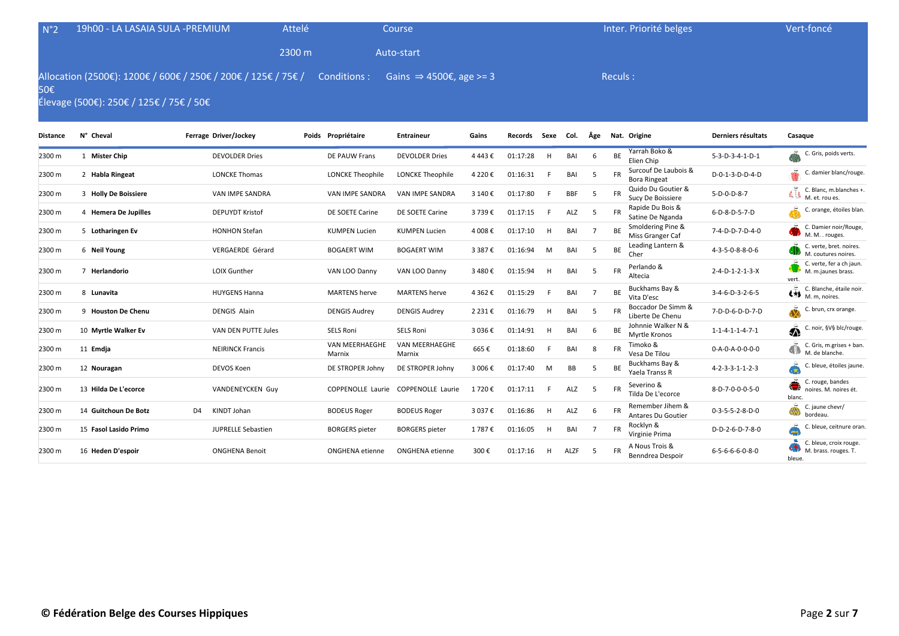N°2 19h00 - LA LASAIA SULA -PREMIUM | Attelé | Course | Inter. Priorité belges | Vert-foncé

2300 m | Auto-start

Allocation (2500€): 1200€ / 600€ / 250€ / 200€ / 125€ / 75€ / 50€
Élevage (500€): 250€ / 125€ / 75€ / 50€

Conditions : Gains ⇒ 4500€, age >= 3

Reculs :

| Distance | N° | Cheval | Ferrage | Driver/Jockey | Poids | Propriétaire | Entraineur | Gains | Records | Sexe | Col. | Âge | Nat. | Origine | Derniers résultats | Casaque |
|---|---|---|---|---|---|---|---|---|---|---|---|---|---|---|---|---|
| 2300 m | 1 | **Mister Chip** | | DEVOLDER Dries | | DE PAUW Frans | DEVOLDER Dries | 4 443 € | 01:17:28 | H | BAI | 6 | BE | Yarrah Boko & Elien Chip | 5-3-D-3-4-1-D-1 | C. Gris, poids verts. |
| 2300 m | 2 | **Habla Ringeat** | | LONCKE Thomas | | LONCKE Theophile | LONCKE Theophile | 4 220 € | 01:16:31 | F | BAI | 5 | FR | Surcouf De Laubois & Bora Ringeat | D-0-1-3-D-D-4-D | C. damier blanc/rouge. |
| 2300 m | 3 | **Holly De Boissiere** | | VAN IMPE SANDRA | | VAN IMPE SANDRA | VAN IMPE SANDRA | 3 140 € | 01:17:80 | F | BBF | 5 | FR | Quido Du Goutier & Sucy De Boissiere | 5-D-0-D-8-7 | C. Blanc, m.blanches +. M. et. rou es. |
| 2300 m | 4 | **Hemera De Jupilles** | | DEPUYDT Kristof | | DE SOETE Carine | DE SOETE Carine | 3 739 € | 01:17:15 | F | ALZ | 5 | FR | Rapide Du Bois & Satine De Nganda | 6-D-8-D-5-7-D | C. orange, étoiles blan. |
| 2300 m | 5 | **Lotharingen Ev** | | HONHON Stefan | | KUMPEN Lucien | KUMPEN Lucien | 4 008 € | 01:17:10 | H | BAI | 7 | BE | Smoldering Pine & Miss Granger Caf | 7-4-D-D-7-D-4-0 | C. Damier noir/Rouge, M. M. . rouges. |
| 2300 m | 6 | **Neil Young** | | VERGAERDE Gérard | | BOGAERT WIM | BOGAERT WIM | 3 387 € | 01:16:94 | M | BAI | 5 | BE | Leading Lantern & Cher | 4-3-5-0-8-8-0-6 | C. verte, bret. noires. M. coutures noires. |
| 2300 m | 7 | **Herlandorio** | | LOIX Gunther | | VAN LOO Danny | VAN LOO Danny | 3 480 € | 01:15:94 | H | BAI | 5 | FR | Perlando & Altecia | 2-4-D-1-2-1-3-X | C. verte, fer a ch jaun. M. m.jaunes brass. vert. |
| 2300 m | 8 | **Lunavita** | | HUYGENS Hanna | | MARTENS herve | MARTENS herve | 4 362 € | 01:15:29 | F | BAI | 7 | BE | Buckhams Bay & Vita D'esc | 3-4-6-D-3-2-6-5 | C. Blanche, étaile noir. M. m, noires. |
| 2300 m | 9 | **Houston De Chenu** | | DENGIS Alain | | DENGIS Audrey | DENGIS Audrey | 2 231 € | 01:16:79 | H | BAI | 5 | FR | Boccador De Simm & Liberte De Chenu | 7-D-D-6-D-D-7-D | C. brun, crx orange. |
| 2300 m | 10 | **Myrtle Walker Ev** | | VAN DEN PUTTE Jules | | SELS Roni | SELS Roni | 3 036 € | 01:14:91 | H | BAI | 6 | BE | Johnnie Walker N & Myrtle Kronos | 1-1-4-1-1-4-7-1 | C. noir, §V§ blc/rouge. |
| 2300 m | 11 | **Emdja** | | NEIRINCK Francis | | VAN MEERHAEGHE Marnix | VAN MEERHAEGHE Marnix | 665 € | 01:18:60 | F | BAI | 8 | FR | Timoko & Vesa De Tilou | 0-A-0-A-0-0-0-0 | C. Gris, m.grises + ban. M. de blanche. |
| 2300 m | 12 | **Nouragan** | | DEVOS Koen | | DE STROPER Johny | DE STROPER Johny | 3 006 € | 01:17:40 | M | BB | 5 | BE | Buckhams Bay & Yaela Transs R | 4-2-3-3-1-1-2-3 | C. bleue, étoiles jaune. |
| 2300 m | 13 | **Hilda De L'ecorce** | | VANDENEYCKEN Guy | | COPPENOLLE Laurie | COPPENOLLE Laurie | 1 720 € | 01:17:11 | F | ALZ | 5 | FR | Severino & Tilda De L'ecorce | 8-D-7-0-0-0-5-0 | C. rouge, bandes noires. M. noires ét. blanc. |
| 2300 m | 14 | **Guitchoun De Botz** | D4 | KINDT Johan | | BODEUS Roger | BODEUS Roger | 3 037 € | 01:16:86 | H | ALZ | 6 | FR | Remember Jihem & Antares Du Goutier | 0-3-5-5-2-8-D-0 | C. jaune chevr/ bordeau. |
| 2300 m | 15 | **Fasol Lasido Primo** | | JUPRELLE Sebastien | | BORGERS pieter | BORGERS pieter | 1 787 € | 01:16:05 | H | BAI | 7 | FR | Rocklyn & Virginie Prima | D-D-2-6-D-7-8-0 | C. bleue, ceitnure oran. |
| 2300 m | 16 | **Heden D'espoir** | | ONGHENA Benoit | | ONGHENA etienne | ONGHENA etienne | 300 € | 01:17:16 | H | ALZF | 5 | FR | A Nous Trois & Benndrea Despoir | 6-5-6-6-6-0-8-0 | C. bleue, croix rouge. M. brass. rouges. T. bleue. |

**© Fédération Belge des Courses Hippiques**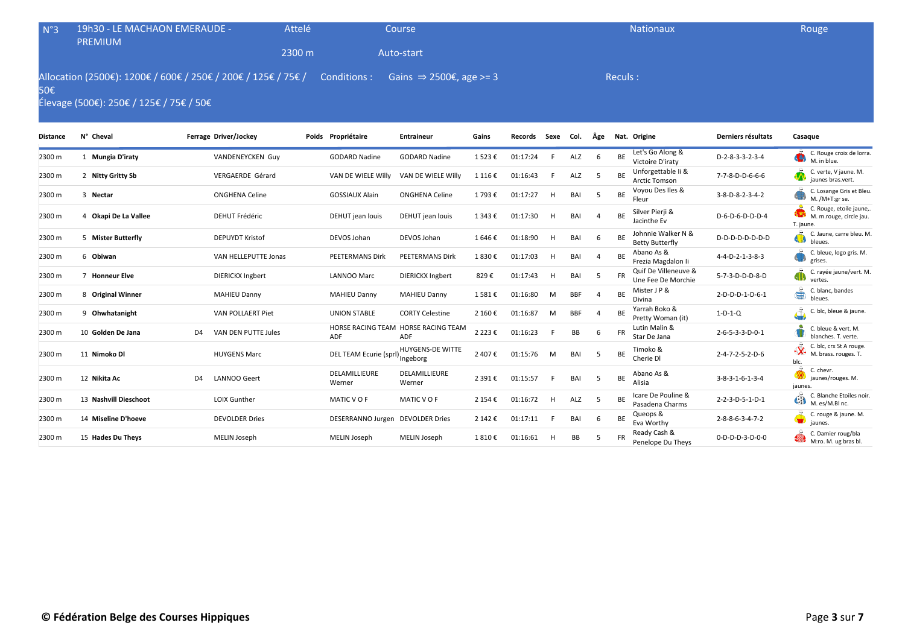## N°3 19h30 - LE MACHAON EMERAUDE - PREMIUM

Attelé — 2300 m — Course Auto-start — Nationaux — Rouge

Allocation (2500€): 1200€ / 600€ / 250€ / 200€ / 125€ / 75€ / 50€

Élevage (500€): 250€ / 125€ / 75€ / 50€

Conditions : Gains ⇒ 2500€, age >= 3

Reculs :

| Distance | N° | Cheval | Ferrage | Driver/Jockey | Poids | Propriétaire | Entraineur | Gains | Records | Sexe | Col. | Âge | Nat. | Origine | Derniers résultats | Casaque |
|---|---|---|---|---|---|---|---|---|---|---|---|---|---|---|---|---|
| 2300 m | 1 | **Mungia D'iraty** | | VANDENEYCKEN Guy | | GODARD Nadine | GODARD Nadine | 1 523 € | 01:17:24 | F | ALZ | 6 | BE | Let's Go Along & Victoire D'iraty | D-2-8-3-3-2-3-4 | C. Rouge croix de lorra. M. in blue. |
| 2300 m | 2 | **Nitty Gritty Sb** | | VERGAERDE Gérard | | VAN DE WIELE Willy | VAN DE WIELE Willy | 1 116 € | 01:16:43 | F | ALZ | 5 | BE | Unforgettable Ii & Arctic Tomson | 7-7-8-D-D-6-6-6 | C. verte, V jaune. M. jaunes bras.vert. |
| 2300 m | 3 | **Nectar** | | ONGHENA Celine | | GOSSIAUX Alain | ONGHENA Celine | 1 793 € | 01:17:27 | H | BAI | 5 | BE | Voyou Des Iles & Fleur | 3-8-D-8-2-3-4-2 | C. Losange Gris et Bleu. M. /M+T:gr se. |
| 2300 m | 4 | **Okapi De La Vallee** | | DEHUT Frédéric | | DEHUT jean louis | DEHUT jean louis | 1 343 € | 01:17:30 | H | BAI | 4 | BE | Silver Pierji & Jacinthe Ev | D-6-D-6-D-D-D-4 | C. Rouge, etoile jaune,. M. m.rouge, circle jau. T. jaune. |
| 2300 m | 5 | **Mister Butterfly** | | DEPUYDT Kristof | | DEVOS Johan | DEVOS Johan | 1 646 € | 01:18:90 | H | BAI | 6 | BE | Johnnie Walker N & Betty Butterfly | D-D-D-D-D-D-D-D | C. Jaune, carre bleu. M. bleues. |
| 2300 m | 6 | **Obiwan** | | VAN HELLEPUTTE Jonas | | PEETERMANS Dirk | PEETERMANS Dirk | 1 830 € | 01:17:03 | H | BAI | 4 | BE | Abano As & Frezia Magdalon Ii | 4-4-D-2-1-3-8-3 | C. bleue, logo gris. M. grises. |
| 2300 m | 7 | **Honneur Elve** | | DIERICKX Ingbert | | LANNOO Marc | DIERICKX Ingbert | 829 € | 01:17:43 | H | BAI | 5 | FR | Quif De Villeneuve & Une Fee De Morchie | 5-7-3-D-D-D-8-D | C. rayée jaune/vert. M. vertes. |
| 2300 m | 8 | **Original Winner** | | MAHIEU Danny | | MAHIEU Danny | MAHIEU Danny | 1 581 € | 01:16:80 | M | BBF | 4 | BE | Mister J P & Divina | 2-D-D-D-1-D-6-1 | C. blanc, bandes bleues. |
| 2300 m | 9 | **Ohwhatanight** | | VAN POLLAERT Piet | | UNION STABLE | CORTY Celestine | 2 160 € | 01:16:87 | M | BBF | 4 | BE | Yarrah Boko & Pretty Woman (it) | 1-D-1-Q | C. blc, bleue & jaune. |
| 2300 m | 10 | **Golden De Jana** | D4 | VAN DEN PUTTE Jules | | HORSE RACING TEAM ADF | HORSE RACING TEAM ADF | 2 223 € | 01:16:23 | F | BB | 6 | FR | Lutin Malin & Star De Jana | 2-6-5-3-3-D-0-1 | C. bleue & vert. M. blanches. T. verte. |
| 2300 m | 11 | **Nimoko Dl** | | HUYGENS Marc | | DEL TEAM Ecurie (sprl) | HUYGENS-DE WITTE Ingeborg | 2 407 € | 01:15:76 | M | BAI | 5 | BE | Timoko & Cherie Dl | 2-4-7-2-5-2-D-6 | C. blc, crx St A rouge. M. brass. rouges. T. blc. |
| 2300 m | 12 | **Nikita Ac** | D4 | LANNOO Geert | | DELAMILLIEURE Werner | DELAMILLIEURE Werner | 2 391 € | 01:15:57 | F | BAI | 5 | BE | Abano As & Alisia | 3-8-3-1-6-1-3-4 | C. chevr. jaunes/rouges. M. jaunes. |
| 2300 m | 13 | **Nashvill Dieschoot** | | LOIX Gunther | | MATIC V O F | MATIC V O F | 2 154 € | 01:16:72 | H | ALZ | 5 | BE | Icare De Pouline & Pasadena Charms | 2-2-3-D-5-1-D-1 | C. Blanche Etoiles noir. M. es/M.Bl nc. |
| 2300 m | 14 | **Miseline D'hoeve** | | DEVOLDER Dries | | DESERRANNO Jurgen | DEVOLDER Dries | 2 142 € | 01:17:11 | F | BAI | 6 | BE | Queops & Eva Worthy | 2-8-8-6-3-4-7-2 | C. rouge & jaune. M. jaunes. |
| 2300 m | 15 | **Hades Du Theys** | | MELIN Joseph | | MELIN Joseph | MELIN Joseph | 1 810 € | 01:16:61 | H | BB | 5 | FR | Ready Cash & Penelope Du Theys | 0-D-D-D-3-D-0-0 | C. Damier roug/bla M:ro. M. ug bras bl. |

**© Fédération Belge des Courses Hippiques**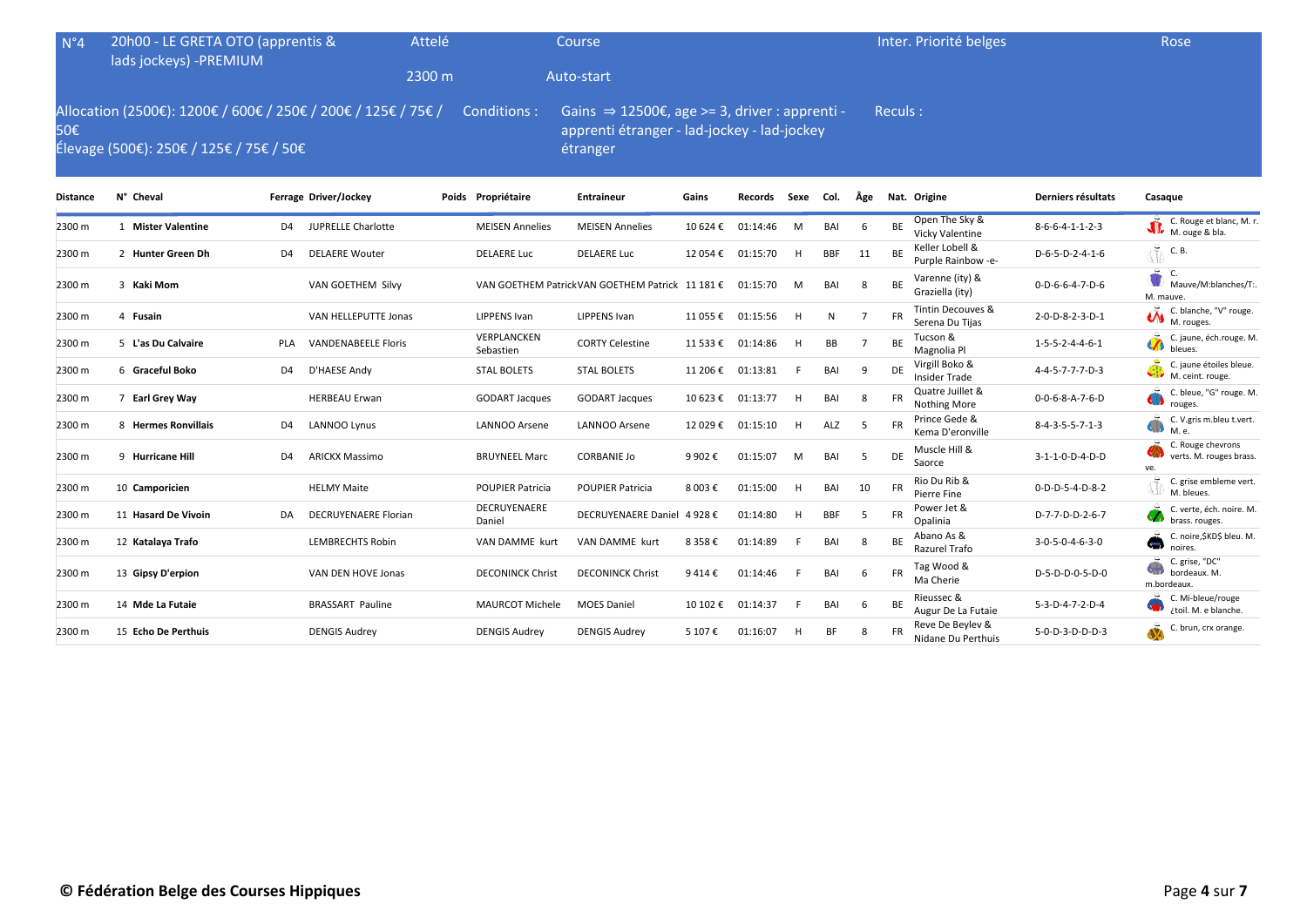| N°4 | 20h00 - LE GRETA OTO (apprentis & lads jockeys) -PREMIUM | Attelé 2300 m | Course Auto-start | Inter. Priorité belges | Rose |
|---|---|---|---|---|---|

Allocation (2500€): 1200€ / 600€ / 250€ / 200€ / 125€ / 75€ / 50€
Élevage (500€): 250€ / 125€ / 75€ / 50€

Conditions : Gains ⇒ 12500€, age >= 3, driver : apprenti - apprenti étranger - lad-jockey - lad-jockey étranger

Reculs :

| Distance | N° | Cheval | Ferrage | Driver/Jockey | Poids | Propriétaire | Entraineur | Gains | Records | Sexe | Col. | Âge | Nat. | Origine | Derniers résultats | Casaque |
|---|---|---|---|---|---|---|---|---|---|---|---|---|---|---|---|---|
| 2300 m | 1 | **Mister Valentine** | D4 | JUPRELLE Charlotte | | MEISEN Annelies | MEISEN Annelies | 10 624 € | 01:14:46 | M | BAI | 6 | BE | Open The Sky & Vicky Valentine | 8-6-6-4-1-1-2-3 | C. Rouge et blanc, M. r. M. ouge & bla. |
| 2300 m | 2 | **Hunter Green Dh** | D4 | DELAERE Wouter | | DELAERE Luc | DELAERE Luc | 12 054 € | 01:15:70 | H | BBF | 11 | BE | Keller Lobell & Purple Rainbow -e- | D-6-5-D-2-4-1-6 | C. B. |
| 2300 m | 3 | **Kaki Mom** | | VAN GOETHEM Silvy | | VAN GOETHEM Patrick | VAN GOETHEM Patrick | 11 181 € | 01:15:70 | M | BAI | 8 | BE | Varenne (ity) & Graziella (ity) | 0-D-6-6-4-7-D-6 | C. Mauve/M:blanches/T:. M. mauve. |
| 2300 m | 4 | **Fusain** | | VAN HELLEPUTTE Jonas | | LIPPENS Ivan | LIPPENS Ivan | 11 055 € | 01:15:56 | H | N | 7 | FR | Tintin Decouves & Serena Du Tijas | 2-0-D-8-2-3-D-1 | C. blanche, "V" rouge. M. rouges. |
| 2300 m | 5 | **L'as Du Calvaire** | PLA | VANDENABEELE Floris | | VERPLANCKEN Sebastien | CORTY Celestine | 11 533 € | 01:14:86 | H | BB | 7 | BE | Tucson & Magnolia Pl | 1-5-5-2-4-4-6-1 | C. jaune, éch.rouge. M. bleues. |
| 2300 m | 6 | **Graceful Boko** | D4 | D'HAESE Andy | | STAL BOLETS | STAL BOLETS | 11 206 € | 01:13:81 | F | BAI | 9 | DE | Virgill Boko & Insider Trade | 4-4-5-7-7-7-D-3 | C. jaune étoiles bleue. M. ceint. rouge. |
| 2300 m | 7 | **Earl Grey Way** | | HERBEAU Erwan | | GODART Jacques | GODART Jacques | 10 623 € | 01:13:77 | H | BAI | 8 | FR | Quatre Juillet & Nothing More | 0-0-6-8-A-7-6-D | C. bleue, "G" rouge. M. rouges. |
| 2300 m | 8 | **Hermes Ronvillais** | D4 | LANNOO Lynus | | LANNOO Arsene | LANNOO Arsene | 12 029 € | 01:15:10 | H | ALZ | 5 | FR | Prince Gede & Kema D'eronville | 8-4-3-5-5-7-1-3 | C. V.gris m.bleu t.vert. M. e. |
| 2300 m | 9 | **Hurricane Hill** | D4 | ARICKX Massimo | | BRUYNEEL Marc | CORBANIE Jo | 9 902 € | 01:15:07 | M | BAI | 5 | DE | Muscle Hill & Saorce | 3-1-1-0-D-4-D-D | C. Rouge chevrons verts. M. rouges brass. ve. |
| 2300 m | 10 | **Camporicien** | | HELMY Maite | | POUPIER Patricia | POUPIER Patricia | 8 003 € | 01:15:00 | H | BAI | 10 | FR | Rio Du Rib & Pierre Fine | 0-D-D-5-4-D-8-2 | C. grise embleme vert. M. bleues. |
| 2300 m | 11 | **Hasard De Vivoin** | DA | DECRUYENAERE Florian | | DECRUYENAERE Daniel | DECRUYENAERE Daniel | 4 928 € | 01:14:80 | H | BBF | 5 | FR | Power Jet & Opalinia | D-7-7-D-D-2-6-7 | C. verte, éch. noire. M. brass. rouges. |
| 2300 m | 12 | **Katalaya Trafo** | | LEMBRECHTS Robin | | VAN DAMME kurt | VAN DAMME kurt | 8 358 € | 01:14:89 | F | BAI | 8 | BE | Abano As & Razurel Trafo | 3-0-5-0-4-6-3-0 | C. noire,$KD$ bleu. M. noires. |
| 2300 m | 13 | **Gipsy D'erpion** | | VAN DEN HOVE Jonas | | DECONINCK Christ | DECONINCK Christ | 9 414 € | 01:14:46 | F | BAI | 6 | FR | Tag Wood & Ma Cherie | D-5-D-D-0-5-D-0 | C. grise, "DC" bordeaux. M. m.bordeaux. |
| 2300 m | 14 | **Mde La Futaie** | | BRASSART Pauline | | MAURCOT Michele | MOES Daniel | 10 102 € | 01:14:37 | F | BAI | 6 | BE | Rieussec & Augur De La Futaie | 5-3-D-4-7-2-D-4 | C. Mi-bleue/rouge ¿toil. M. e blanche. |
| 2300 m | 15 | **Echo De Perthuis** | | DENGIS Audrey | | DENGIS Audrey | DENGIS Audrey | 5 107 € | 01:16:07 | H | BF | 8 | FR | Reve De Beylev & Nidane Du Perthuis | 5-0-D-3-D-D-D-3 | C. brun, crx orange. |

**© Fédération Belge des Courses Hippiques**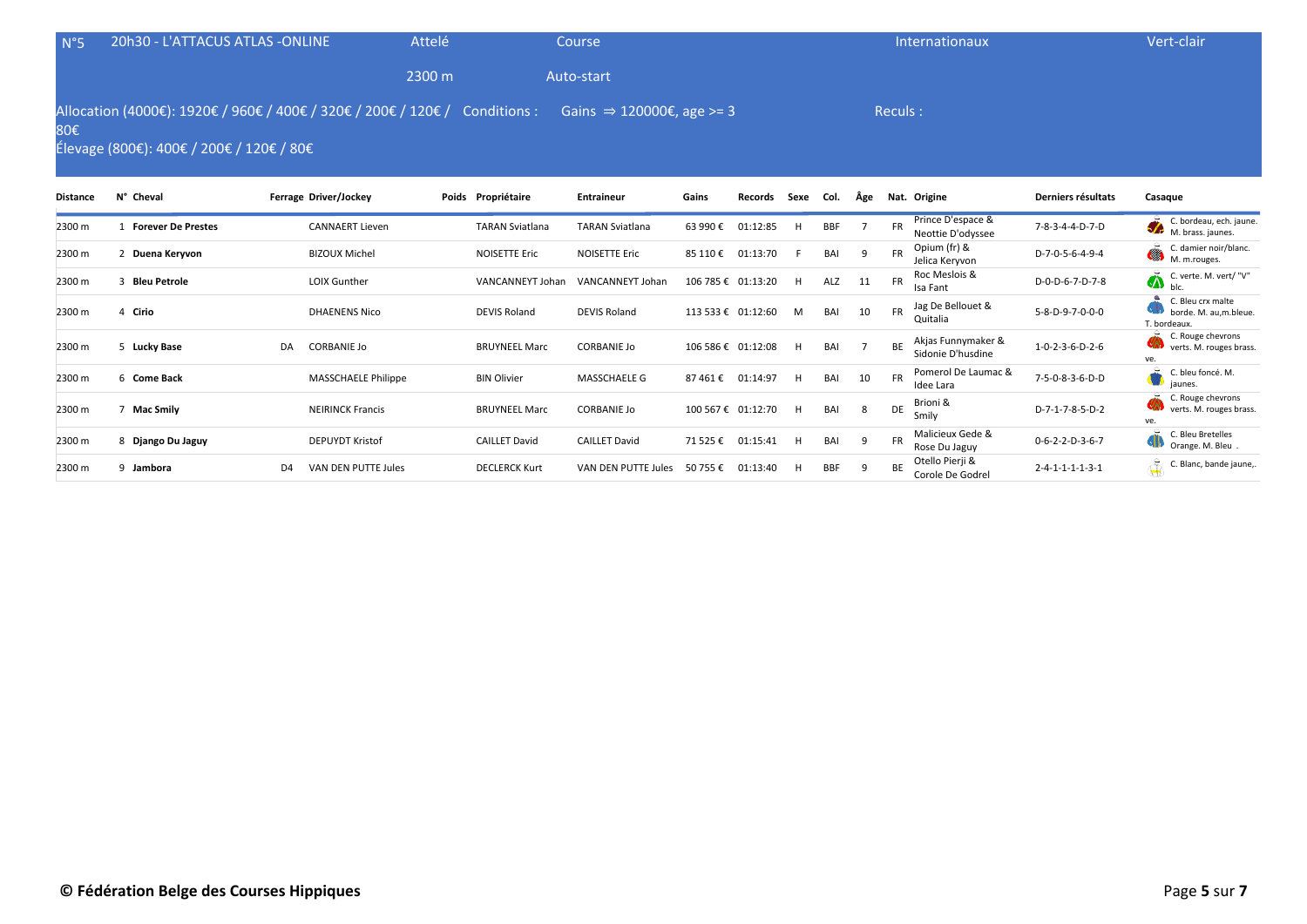| N°5 | 20h30 - L'ATTACUS ATLAS -ONLINE | Attelé | Course | Internationaux | Vert-clair |
|---|---|---|---|---|---|
| | | 2300 m | Auto-start | | |

Allocation (4000€): 1920€ / 960€ / 400€ / 320€ / 200€ / 120€ / 80€
Élevage (800€): 400€ / 200€ / 120€ / 80€

Conditions : Gains ⇒ 120000€, age >= 3

Reculs :

| Distance | N° | Cheval | Ferrage | Driver/Jockey | Poids | Propriétaire | Entraineur | Gains | Records | Sexe | Col. | Âge | Nat. | Origine | Derniers résultats | Casaque |
|---|---|---|---|---|---|---|---|---|---|---|---|---|---|---|---|---|
| 2300 m | 1 | **Forever De Prestes** | | CANNAERT Lieven | | TARAN Sviatlana | TARAN Sviatlana | 63 990 € | 01:12:85 | H | BBF | 7 | FR | Prince D'espace & Neottie D'odyssee | 7-8-3-4-4-D-7-D | C. bordeau, ech. jaune. M. brass. jaunes. |
| 2300 m | 2 | **Duena Keryvon** | | BIZOUX Michel | | NOISETTE Eric | NOISETTE Eric | 85 110 € | 01:13:70 | F | BAI | 9 | FR | Opium (fr) & Jelica Keryvon | D-7-0-5-6-4-9-4 | C. damier noir/blanc. M. m.rouges. |
| 2300 m | 3 | **Bleu Petrole** | | LOIX Gunther | | VANCANNEYT Johan | VANCANNEYT Johan | 106 785 € | 01:13:20 | H | ALZ | 11 | FR | Roc Meslois & Isa Fant | D-0-D-6-7-D-7-8 | C. verte. M. vert/ "V" blc. |
| 2300 m | 4 | **Cirio** | | DHAENENS Nico | | DEVIS Roland | DEVIS Roland | 113 533 € | 01:12:60 | M | BAI | 10 | FR | Jag De Bellouet & Quitalia | 5-8-D-9-7-0-0-0 | C. Bleu crx malte borde. M. au,m.bleue. T. bordeaux. |
| 2300 m | 5 | **Lucky Base** | DA | CORBANIE Jo | | BRUYNEEL Marc | CORBANIE Jo | 106 586 € | 01:12:08 | H | BAI | 7 | BE | Akjas Funnymaker & Sidonie D'husdine | 1-0-2-3-6-D-2-6 | C. Rouge chevrons verts. M. rouges brass. ve. |
| 2300 m | 6 | **Come Back** | | MASSCHAELE Philippe | | BIN Olivier | MASSCHAELE G | 87 461 € | 01:14:97 | H | BAI | 10 | FR | Pomerol De Laumac & Idee Lara | 7-5-0-8-3-6-D-D | C. bleu foncé. M. jaunes. |
| 2300 m | 7 | **Mac Smily** | | NEIRINCK Francis | | BRUYNEEL Marc | CORBANIE Jo | 100 567 € | 01:12:70 | H | BAI | 8 | DE | Brioni & Smily | D-7-1-7-8-5-D-2 | C. Rouge chevrons verts. M. rouges brass. ve. |
| 2300 m | 8 | **Django Du Jaguy** | | DEPUYDT Kristof | | CAILLET David | CAILLET David | 71 525 € | 01:15:41 | H | BAI | 9 | FR | Malicieux Gede & Rose Du Jaguy | 0-6-2-2-D-3-6-7 | C. Bleu Bretelles Orange. M. Bleu . |
| 2300 m | 9 | **Jambora** | D4 | VAN DEN PUTTE Jules | | DECLERCK Kurt | VAN DEN PUTTE Jules | 50 755 € | 01:13:40 | H | BBF | 9 | BE | Otello Pierji & Corole De Godrel | 2-4-1-1-1-1-3-1 | C. Blanc, bande jaune,. |

**© Fédération Belge des Courses Hippiques**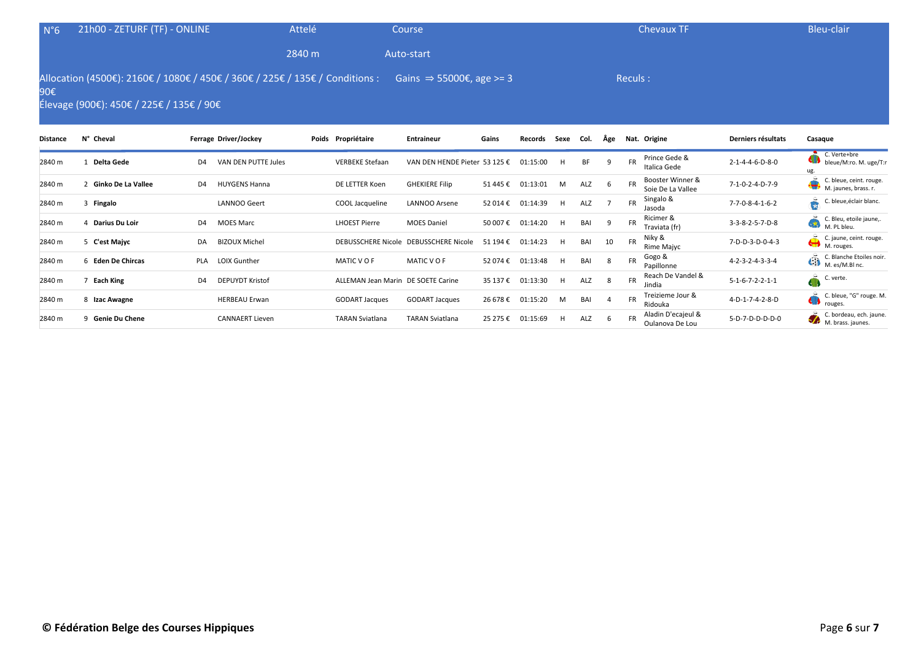| N°6 | 21h00 - ZETURF (TF) - ONLINE | Attelé | Course | Chevaux TF | Bleu-clair |
|---|---|---|---|---|---|
| | | 2840 m | Auto-start | | |

Allocation (4500€): 2160€ / 1080€ / 450€ / 360€ / 225€ / 135€ / 90€ — Conditions : Gains ⇒ 55000€, age >= 3 — Reculs :

Élevage (900€): 450€ / 225€ / 135€ / 90€

| Distance | N° | Cheval | Ferrage | Driver/Jockey | Poids | Propriétaire | Entraineur | Gains | Records | Sexe | Col. | Âge | Nat. | Origine | Derniers résultats | Casaque |
|---|---|---|---|---|---|---|---|---|---|---|---|---|---|---|---|---|
| 2840 m | 1 | **Delta Gede** | D4 | VAN DEN PUTTE Jules | | VERBEKE Stefaan | VAN DEN HENDE Pieter | 53 125 € | 01:15:00 | H | BF | 9 | FR | Prince Gede & Italica Gede | 2-1-4-4-6-D-8-0 | C. Verte+bre bleue/M:ro. M. uge/T:rug. |
| 2840 m | 2 | **Ginko De La Vallee** | D4 | HUYGENS Hanna | | DE LETTER Koen | GHEKIERE Filip | 51 445 € | 01:13:01 | M | ALZ | 6 | FR | Booster Winner & Soie De La Vallee | 7-1-0-2-4-D-7-9 | C. bleue, ceint. rouge. M. jaunes, brass. r. |
| 2840 m | 3 | **Fingalo** | | LANNOO Geert | | COOL Jacqueline | LANNOO Arsene | 52 014 € | 01:14:39 | H | ALZ | 7 | FR | Singalo & Jasoda | 7-7-0-8-4-1-6-2 | C. bleue,éclair blanc. |
| 2840 m | 4 | **Darius Du Loir** | D4 | MOES Marc | | LHOEST Pierre | MOES Daniel | 50 007 € | 01:14:20 | H | BAI | 9 | FR | Ricimer & Traviata (fr) | 3-3-8-2-5-7-D-8 | C. Bleu, etoile jaune,. M. PL bleu. |
| 2840 m | 5 | **C'est Majyc** | DA | BIZOUX Michel | | DEBUSSCHERE Nicole | DEBUSSCHERE Nicole | 51 194 € | 01:14:23 | H | BAI | 10 | FR | Niky & Rime Majyc | 7-D-D-3-D-0-4-3 | C. jaune, ceint. rouge. M. rouges. |
| 2840 m | 6 | **Eden De Chircas** | PLA | LOIX Gunther | | MATIC V O F | MATIC V O F | 52 074 € | 01:13:48 | H | BAI | 8 | FR | Gogo & Papillonne | 4-2-3-2-4-3-3-4 | C. Blanche Etoiles noir. M. es/M.Bl nc. |
| 2840 m | 7 | **Each King** | D4 | DEPUYDT Kristof | | ALLEMAN Jean Marin | DE SOETE Carine | 35 137 € | 01:13:30 | H | ALZ | 8 | FR | Reach De Vandel & Jindia | 5-1-6-7-2-2-1-1 | C. verte. |
| 2840 m | 8 | **Izac Awagne** | | HERBEAU Erwan | | GODART Jacques | GODART Jacques | 26 678 € | 01:15:20 | M | BAI | 4 | FR | Treizieme Jour & Ridouka | 4-D-1-7-4-2-8-D | C. bleue, "G" rouge. M. rouges. |
| 2840 m | 9 | **Genie Du Chene** | | CANNAERT Lieven | | TARAN Sviatlana | TARAN Sviatlana | 25 275 € | 01:15:69 | H | ALZ | 6 | FR | Aladin D'ecajeul & Oulanova De Lou | 5-D-7-D-D-D-D-0 | C. bordeau, ech. jaune. M. brass. jaunes. |

**© Fédération Belge des Courses Hippiques**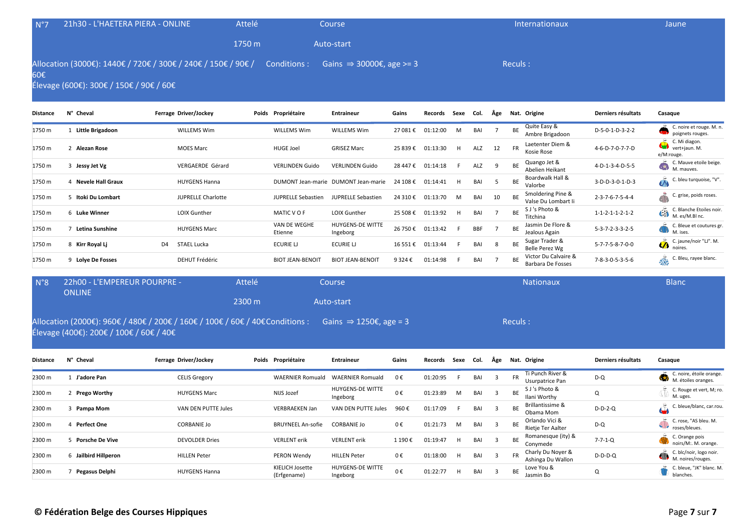## N°7 21h30 - L'HAETERA PIERA - ONLINE

Attelé — Course — Internationaux — Jaune

1750 m — Auto-start

Allocation (3000€): 1440€ / 720€ / 300€ / 240€ / 150€ / 90€ / 60€

Conditions : Gains ⇒ 30000€, age >= 3

Reculs :

Élevage (600€): 300€ / 150€ / 90€ / 60€

| Distance | N° | Cheval | Ferrage | Driver/Jockey | Poids | Propriétaire | Entraineur | Gains | Records | Sexe | Col. | Âge | Nat. | Origine | Derniers résultats | Casaque |
|---|---|---|---|---|---|---|---|---|---|---|---|---|---|---|---|---|
| 1750 m | 1 | Little Brigadoon | | WILLEMS Wim | | WILLEMS Wim | WILLEMS Wim | 27 081 € | 01:12:00 | M | BAI | 7 | BE | Quite Easy & Ambre Brigadoon | D-5-0-1-D-3-2-2 | C. noire et rouge. M. n. poignets rouges. |
| 1750 m | 2 | Alezan Rose | | MOES Marc | | HUGE Joel | GRISEZ Marc | 25 839 € | 01:13:30 | H | ALZ | 12 | FR | Laetenter Diem & Kosie Rose | 4-6-D-7-0-7-7-D | C. Mi diagon. vert+jaun. M. e/M:rouge. |
| 1750 m | 3 | Jessy Jet Vg | | VERGAERDE Gérard | | VERLINDEN Guido | VERLINDEN Guido | 28 447 € | 01:14:18 | F | ALZ | 9 | BE | Quango Jet & Abelien Heikant | 4-D-1-3-4-D-5-5 | C. Mauve etoile beige. M. mauves. |
| 1750 m | 4 | Nevele Hall Graux | | HUYGENS Hanna | | DUMONT Jean-marie | DUMONT Jean-marie | 24 108 € | 01:14:41 | H | BAI | 5 | BE | Boardwalk Hall & Valorbe | 3-D-D-3-0-1-D-3 | C. bleu turquoise, "V". |
| 1750 m | 5 | Itoki Du Lombart | | JUPRELLE Charlotte | | JUPRELLE Sebastien | JUPRELLE Sebastien | 24 310 € | 01:13:70 | M | BAI | 10 | BE | Smoldering Pine & Valse Du Lombart Ii | 2-3-7-6-7-5-4-4 | C. grise, poids roses. |
| 1750 m | 6 | Luke Winner | | LOIX Gunther | | MATIC V O F | LOIX Gunther | 25 508 € | 01:13:92 | H | BAI | 7 | BE | S J 's Photo & Titchina | 1-1-2-1-1-2-1-2 | C. Blanche Etoiles noir. M. es/M.Bl nc. |
| 1750 m | 7 | Letina Sunshine | | HUYGENS Marc | | VAN DE WEGHE Etienne | HUYGENS-DE WITTE Ingeborg | 26 750 € | 01:13:42 | F | BBF | 7 | BE | Jasmin De Flore & Jealous Again | 5-3-7-2-3-3-2-5 | C. Bleue et coutures gr. M. ises. |
| 1750 m | 8 | Kirr Royal Lj | D4 | STAEL Lucka | | ECURIE LJ | ECURIE LJ | 16 551 € | 01:13:44 | F | BAI | 8 | BE | Sugar Trader & Belle Perez Wg | 5-7-7-5-8-7-0-0 | C. jaune/noir "LJ". M. noires. |
| 1750 m | 9 | Lolye De Fosses | | DEHUT Frédéric | | BIOT JEAN-BENOIT | BIOT JEAN-BENOIT | 9 324 € | 01:14:98 | F | BAI | 7 | BE | Victor Du Calvaire & Barbara De Fosses | 7-8-3-0-5-3-5-6 | C. Bleu, rayee blanc. |

## N°8 22h00 - L'EMPEREUR POURPRE - ONLINE

Attelé — Course — Nationaux — Blanc

2300 m — Auto-start

Allocation (2000€): 960€ / 480€ / 200€ / 160€ / 100€ / 60€ / 40€

Conditions : Gains ⇒ 1250€, age = 3

Reculs :

Élevage (400€): 200€ / 100€ / 60€ / 40€

| Distance | N° | Cheval | Ferrage | Driver/Jockey | Poids | Propriétaire | Entraineur | Gains | Records | Sexe | Col. | Âge | Nat. | Origine | Derniers résultats | Casaque |
|---|---|---|---|---|---|---|---|---|---|---|---|---|---|---|---|---|
| 2300 m | 1 | J'adore Pan | | CELIS Gregory | | WAERNIER Romuald | WAERNIER Romuald | 0 € | 01:20:95 | F | BAI | 3 | FR | Ti Punch River & Usurpatrice Pan | D-Q | C. noire, étoile orange. M. étoiles oranges. |
| 2300 m | 2 | Prego Worthy | | HUYGENS Marc | | NIJS Jozef | HUYGENS-DE WITTE Ingeborg | 0 € | 01:23:89 | M | BAI | 3 | BE | S J 's Photo & Ilani Worthy | Q | C. Rouge et vert, M; ro. M. uges. |
| 2300 m | 3 | Pampa Mom | | VAN DEN PUTTE Jules | | VERBRAEKEN Jan | VAN DEN PUTTE Jules | 960 € | 01:17:09 | F | BAI | 3 | BE | Brillantissime & Obama Mom | D-D-2-Q | C. bleue/blanc, car.rou. |
| 2300 m | 4 | Perfect One | | CORBANIE Jo | | BRUYNEEL An-sofie | CORBANIE Jo | 0 € | 01:21:73 | M | BAI | 3 | BE | Orlando Vici & Rietje Ter Aalter | D-Q | C. rose, "AS bleu. M. roses/bleues. |
| 2300 m | 5 | Porsche De Vive | | DEVOLDER Dries | | VERLENT erik | VERLENT erik | 1 190 € | 01:19:47 | H | BAI | 3 | BE | Romanesque (ity) & Conymede | 7-7-1-Q | C. Orange pois noirs/M:. M. orange. |
| 2300 m | 6 | Jailbird Hillperon | | HILLEN Peter | | PERON Wendy | HILLEN Peter | 0 € | 01:18:00 | H | BAI | 3 | FR | Charly Du Noyer & Ashinga Du Wallon | D-D-D-Q | C. blc/noir, logo noir. M. noires/rouges. |
| 2300 m | 7 | Pegasus Delphi | | HUYGENS Hanna | | KIELICH Josette (Erfgename) | HUYGENS-DE WITTE Ingeborg | 0 € | 01:22:77 | H | BAI | 3 | BE | Love You & Jasmin Bo | Q | C. bleue, "JK" blanc. M. blanches. |

**© Fédération Belge des Courses Hippiques**